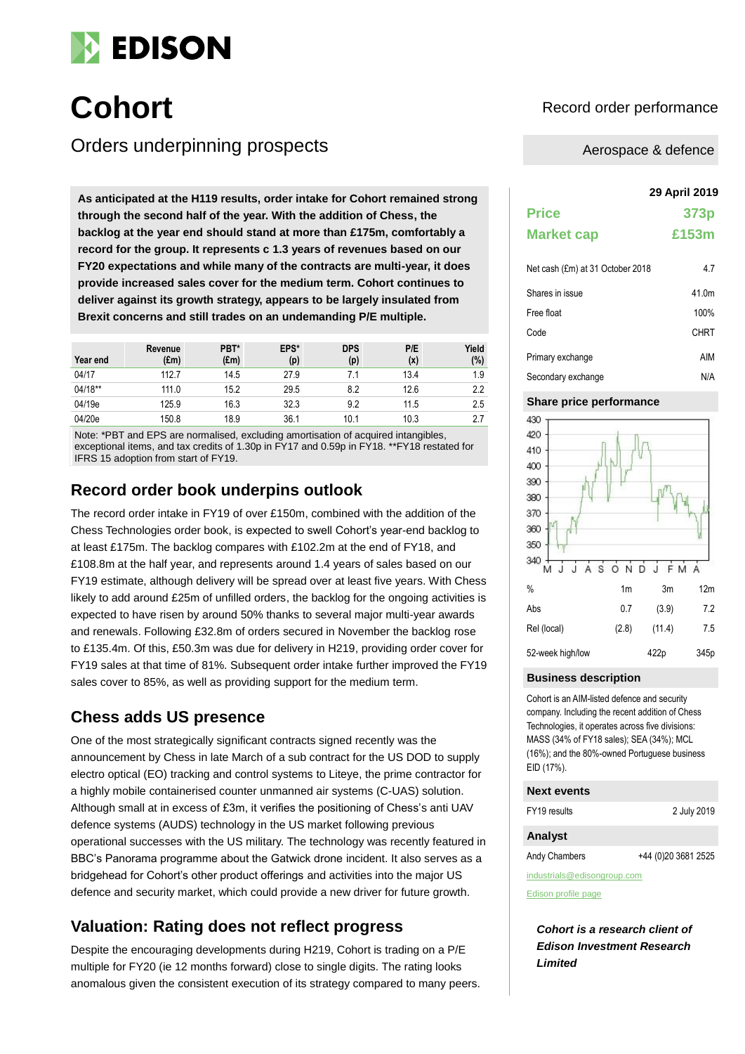# EDISON

# Cohort

## Orders underpinning prospects

Record order performance

Aerospace & defence

**As anticipated at the H119 results, order intake for Cohort remained strong through the second half of the year. With the addition of Chess, the backlog at the year end should stand at more than £175m, comfortably a record for the group. It represents c 1.3 years of revenues based on our FY20 expectations and while many of the contracts are multi-year, it does provide increased sales cover for the medium term. Cohort continues to deliver against its growth strategy, appears to be largely insulated from Brexit concerns and still trades on an undemanding P/E multiple.**

| Year end | Revenue (£m) | PBT* (£m) | EPS* (p) | DPS (p) | P/E (x) | Yield (%) |
|---|---|---|---|---|---|---|
| 04/17 | 112.7 | 14.5 | 27.9 | 7.1 | 13.4 | 1.9 |
| 04/18** | 111.0 | 15.2 | 29.5 | 8.2 | 12.6 | 2.2 |
| 04/19e | 125.9 | 16.3 | 32.3 | 9.2 | 11.5 | 2.5 |
| 04/20e | 150.8 | 18.9 | 36.1 | 10.1 | 10.3 | 2.7 |

Note: *PBT and EPS are normalised, excluding amortisation of acquired intangibles, exceptional items, and tax credits of 1.30p in FY17 and 0.59p in FY18. **FY18 restated for IFRS 15 adoption from start of FY19.

## Record order book underpins outlook

The record order intake in FY19 of over £150m, combined with the addition of the Chess Technologies order book, is expected to swell Cohort's year-end backlog to at least £175m. The backlog compares with £102.2m at the end of FY18, and £108.8m at the half year, and represents around 1.4 years of sales based on our FY19 estimate, although delivery will be spread over at least five years. With Chess likely to add around £25m of unfilled orders, the backlog for the ongoing activities is expected to have risen by around 50% thanks to several major multi-year awards and renewals. Following £32.8m of orders secured in November the backlog rose to £135.4m. Of this, £50.3m was due for delivery in H219, providing order cover for FY19 sales at that time of 81%. Subsequent order intake further improved the FY19 sales cover to 85%, as well as providing support for the medium term.

## Chess adds US presence

One of the most strategically significant contracts signed recently was the announcement by Chess in late March of a sub contract for the US DOD to supply electro optical (EO) tracking and control systems to Liteye, the prime contractor for a highly mobile containerised counter unmanned air systems (C-UAS) solution. Although small at in excess of £3m, it verifies the positioning of Chess's anti UAV defence systems (AUDS) technology in the US market following previous operational successes with the US military. The technology was recently featured in BBC's Panorama programme about the Gatwick drone incident. It also serves as a bridgehead for Cohort's other product offerings and activities into the major US defence and security market, which could provide a new driver for future growth.

## Valuation: Rating does not reflect progress

Despite the encouraging developments during H219, Cohort is trading on a P/E multiple for FY20 (ie 12 months forward) close to single digits. The rating looks anomalous given the consistent execution of its strategy compared to many peers.

**29 April 2019**

| | |
|---|---|
| **Price** | **373p** |
| **Market cap** | **£153m** |

| | |
|---|---|
| Net cash (£m) at 31 October 2018 | 4.7 |
| Shares in issue | 41.0m |
| Free float | 100% |
| Code | CHRT |
| Primary exchange | AIM |
| Secondary exchange | N/A |

### Share price performance

| % | 1m | 3m | 12m |
|---|---|---|---|
| Abs | 0.7 | (3.9) | 7.2 |
| Rel (local) | (2.8) | (11.4) | 7.5 |
| 52-week high/low | | 422p | 345p |

### Business description

Cohort is an AIM-listed defence and security company. Including the recent addition of Chess Technologies, it operates across five divisions: MASS (34% of FY18 sales); SEA (34%); MCL (16%); and the 80%-owned Portuguese business EID (17%).

### Next events

| | |
|---|---|
| FY19 results | 2 July 2019 |

### Analyst

Andy Chambers +44 (0)20 3681 2525

industrials@edisongroup.com

Edison profile page

***Cohort is a research client of Edison Investment Research Limited***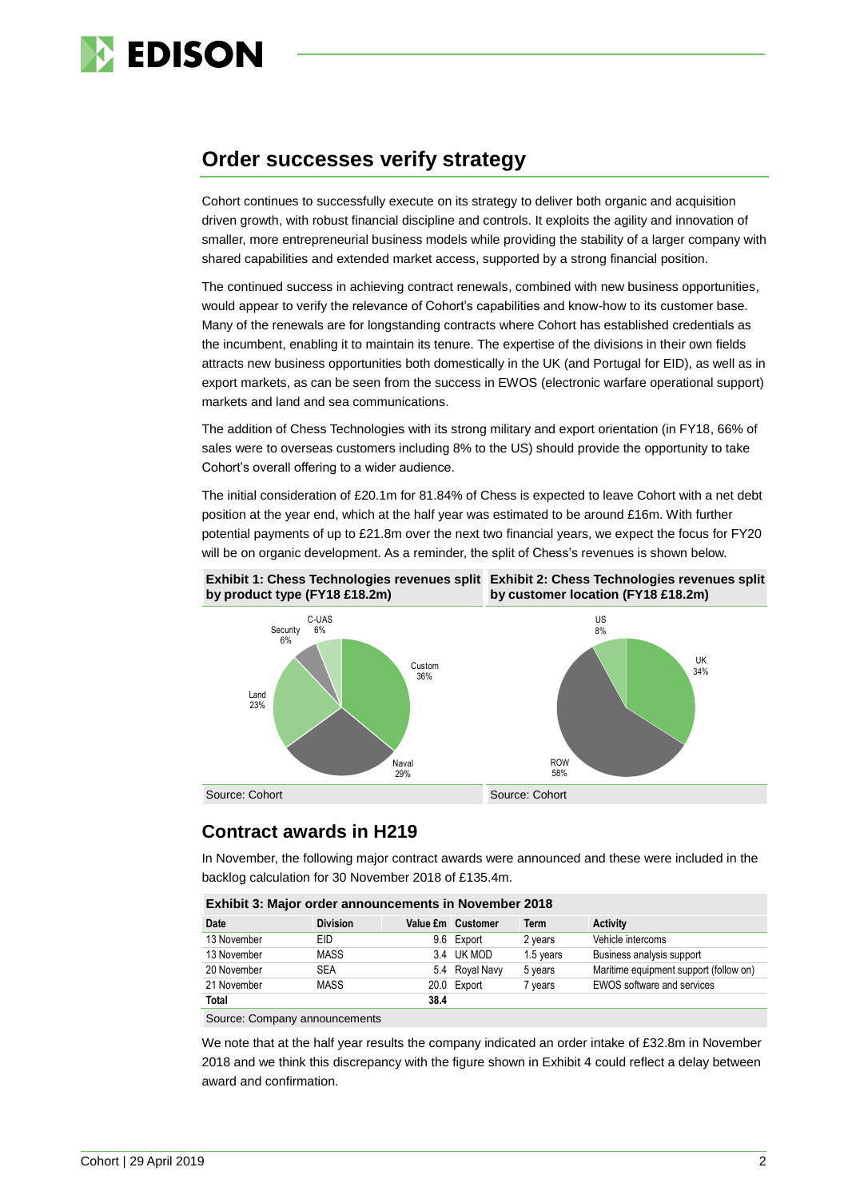## Order successes verify strategy

Cohort continues to successfully execute on its strategy to deliver both organic and acquisition driven growth, with robust financial discipline and controls. It exploits the agility and innovation of smaller, more entrepreneurial business models while providing the stability of a larger company with shared capabilities and extended market access, supported by a strong financial position.

The continued success in achieving contract renewals, combined with new business opportunities, would appear to verify the relevance of Cohort's capabilities and know-how to its customer base. Many of the renewals are for longstanding contracts where Cohort has established credentials as the incumbent, enabling it to maintain its tenure. The expertise of the divisions in their own fields attracts new business opportunities both domestically in the UK (and Portugal for EID), as well as in export markets, as can be seen from the success in EWOS (electronic warfare operational support) markets and land and sea communications.

The addition of Chess Technologies with its strong military and export orientation (in FY18, 66% of sales were to overseas customers including 8% to the US) should provide the opportunity to take Cohort's overall offering to a wider audience.

The initial consideration of £20.1m for 81.84% of Chess is expected to leave Cohort with a net debt position at the year end, which at the half year was estimated to be around £16m. With further potential payments of up to £21.8m over the next two financial years, we expect the focus for FY20 will be on organic development. As a reminder, the split of Chess's revenues is shown below.

**Exhibit 1: Chess Technologies revenues split by product type (FY18 £18.2m)**

| Product type | Share |
|---|---|
| Custom | 36% |
| Naval | 29% |
| Land | 23% |
| Security | 6% |
| C-UAS | 6% |

Source: Cohort

**Exhibit 2: Chess Technologies revenues split by customer location (FY18 £18.2m)**

| Customer location | Share |
|---|---|
| UK | 34% |
| ROW | 58% |
| US | 8% |

Source: Cohort

## Contract awards in H219

In November, the following major contract awards were announced and these were included in the backlog calculation for 30 November 2018 of £135.4m.

**Exhibit 3: Major order announcements in November 2018**

| Date | Division | Value £m | Customer | Term | Activity |
|---|---|---|---|---|---|
| 13 November | EID | 9.6 | Export | 2 years | Vehicle intercoms |
| 13 November | MASS | 3.4 | UK MOD | 1.5 years | Business analysis support |
| 20 November | SEA | 5.4 | Royal Navy | 5 years | Maritime equipment support (follow on) |
| 21 November | MASS | 20.0 | Export | 7 years | EWOS software and services |
| **Total** | | **38.4** | | | |

Source: Company announcements

We note that at the half year results the company indicated an order intake of £32.8m in November 2018 and we think this discrepancy with the figure shown in Exhibit 4 could reflect a delay between award and confirmation.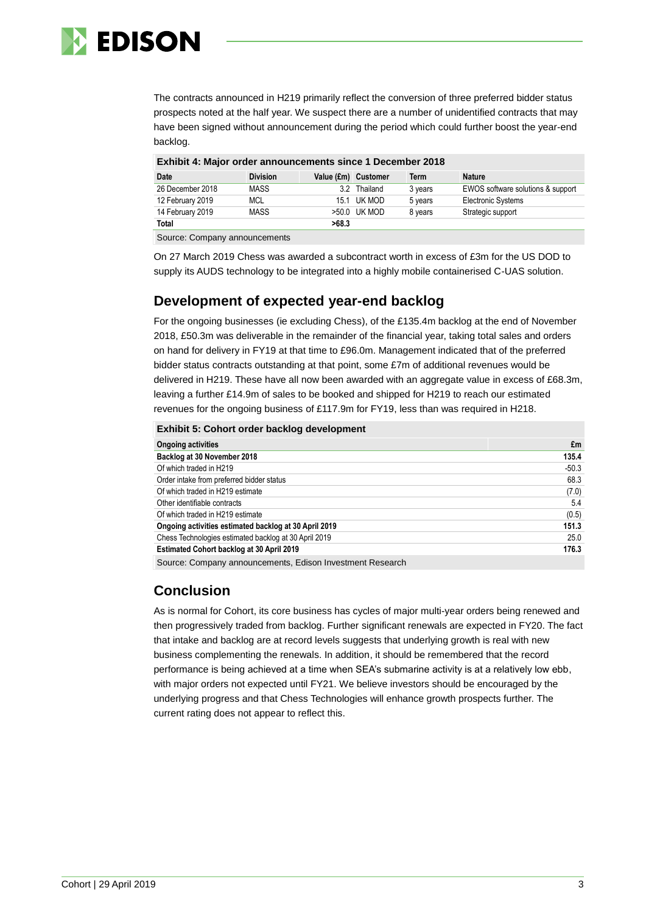The contracts announced in H219 primarily reflect the conversion of three preferred bidder status prospects noted at the half year. We suspect there are a number of unidentified contracts that may have been signed without announcement during the period which could further boost the year-end backlog.

**Exhibit 4: Major order announcements since 1 December 2018**

| Date | Division | Value (£m) | Customer | Term | Nature |
|---|---|---|---|---|---|
| 26 December 2018 | MASS | 3.2 | Thailand | 3 years | EWOS software solutions & support |
| 12 February 2019 | MCL | 15.1 | UK MOD | 5 years | Electronic Systems |
| 14 February 2019 | MASS | >50.0 | UK MOD | 8 years | Strategic support |
| **Total** | | **>68.3** | | | |

Source: Company announcements

On 27 March 2019 Chess was awarded a subcontract worth in excess of £3m for the US DOD to supply its AUDS technology to be integrated into a highly mobile containerised C-UAS solution.

## Development of expected year-end backlog

For the ongoing businesses (ie excluding Chess), of the £135.4m backlog at the end of November 2018, £50.3m was deliverable in the remainder of the financial year, taking total sales and orders on hand for delivery in FY19 at that time to £96.0m. Management indicated that of the preferred bidder status contracts outstanding at that point, some £7m of additional revenues would be delivered in H219. These have all now been awarded with an aggregate value in excess of £68.3m, leaving a further £14.9m of sales to be booked and shipped for H219 to reach our estimated revenues for the ongoing business of £117.9m for FY19, less than was required in H218.

**Exhibit 5: Cohort order backlog development**

| Ongoing activities | £m |
|---|---|
| **Backlog at 30 November 2018** | **135.4** |
| Of which traded in H219 | -50.3 |
| Order intake from preferred bidder status | 68.3 |
| Of which traded in H219 estimate | (7.0) |
| Other identifiable contracts | 5.4 |
| Of which traded in H219 estimate | (0.5) |
| **Ongoing activities estimated backlog at 30 April 2019** | **151.3** |
| Chess Technologies estimated backlog at 30 April 2019 | 25.0 |
| **Estimated Cohort backlog at 30 April 2019** | **176.3** |

Source: Company announcements, Edison Investment Research

## Conclusion

As is normal for Cohort, its core business has cycles of major multi-year orders being renewed and then progressively traded from backlog. Further significant renewals are expected in FY20. The fact that intake and backlog are at record levels suggests that underlying growth is real with new business complementing the renewals. In addition, it should be remembered that the record performance is being achieved at a time when SEA's submarine activity is at a relatively low ebb, with major orders not expected until FY21. We believe investors should be encouraged by the underlying progress and that Chess Technologies will enhance growth prospects further. The current rating does not appear to reflect this.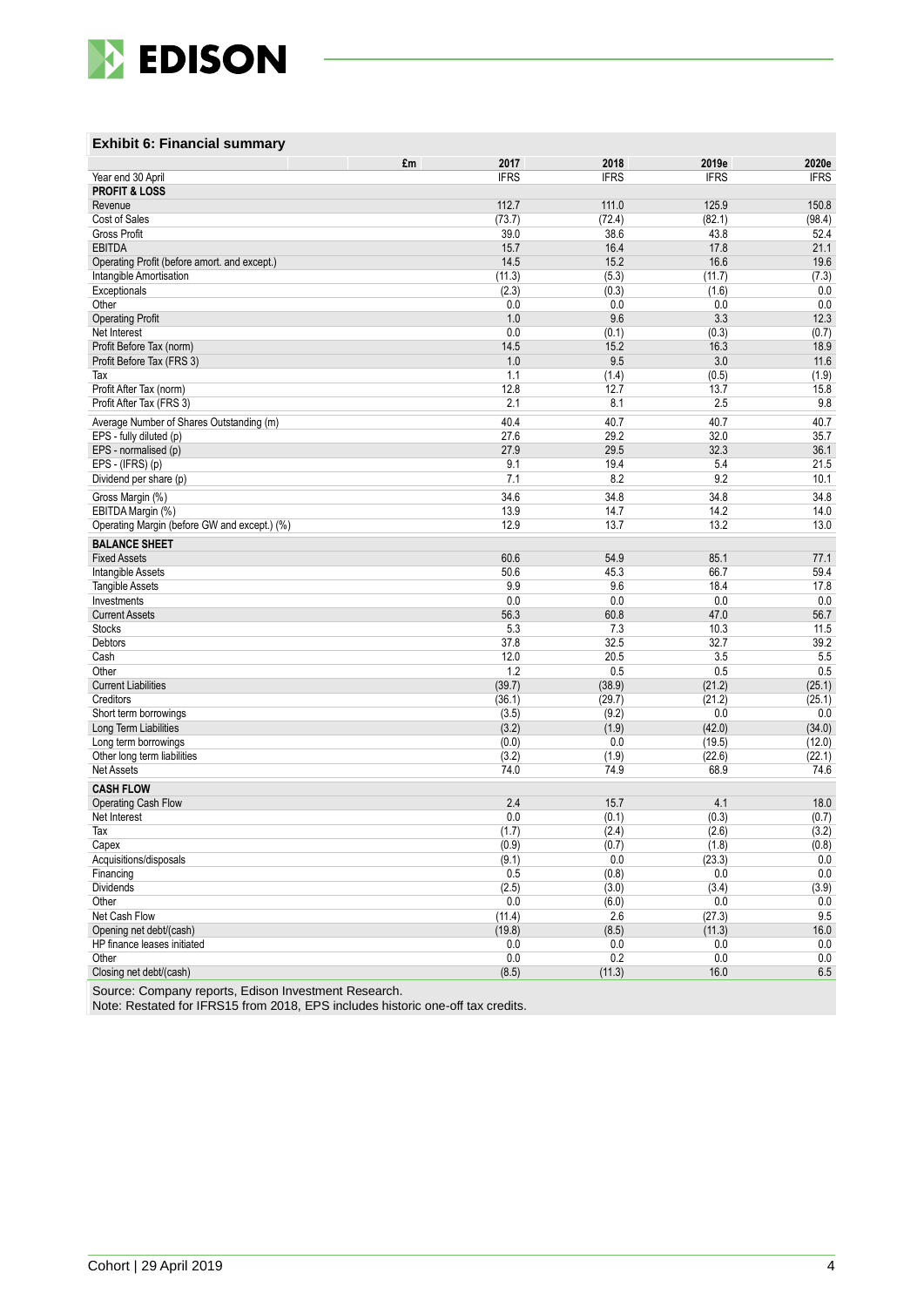### Exhibit 6: Financial summary

| £m | 2017 | 2018 | 2019e | 2020e |
|---|---|---|---|---|
| Year end 30 April | IFRS | IFRS | IFRS | IFRS |
| **PROFIT & LOSS** | | | | |
| Revenue | 112.7 | 111.0 | 125.9 | 150.8 |
| Cost of Sales | (73.7) | (72.4) | (82.1) | (98.4) |
| Gross Profit | 39.0 | 38.6 | 43.8 | 52.4 |
| EBITDA | 15.7 | 16.4 | 17.8 | 21.1 |
| Operating Profit (before amort. and except.) | 14.5 | 15.2 | 16.6 | 19.6 |
| Intangible Amortisation | (11.3) | (5.3) | (11.7) | (7.3) |
| Exceptionals | (2.3) | (0.3) | (1.6) | 0.0 |
| Other | 0.0 | 0.0 | 0.0 | 0.0 |
| Operating Profit | 1.0 | 9.6 | 3.3 | 12.3 |
| Net Interest | 0.0 | (0.1) | (0.3) | (0.7) |
| Profit Before Tax (norm) | 14.5 | 15.2 | 16.3 | 18.9 |
| Profit Before Tax (FRS 3) | 1.0 | 9.5 | 3.0 | 11.6 |
| Tax | 1.1 | (1.4) | (0.5) | (1.9) |
| Profit After Tax (norm) | 12.8 | 12.7 | 13.7 | 15.8 |
| Profit After Tax (FRS 3) | 2.1 | 8.1 | 2.5 | 9.8 |
| Average Number of Shares Outstanding (m) | 40.4 | 40.7 | 40.7 | 40.7 |
| EPS - fully diluted (p) | 27.6 | 29.2 | 32.0 | 35.7 |
| EPS - normalised (p) | 27.9 | 29.5 | 32.3 | 36.1 |
| EPS - (IFRS) (p) | 9.1 | 19.4 | 5.4 | 21.5 |
| Dividend per share (p) | 7.1 | 8.2 | 9.2 | 10.1 |
| Gross Margin (%) | 34.6 | 34.8 | 34.8 | 34.8 |
| EBITDA Margin (%) | 13.9 | 14.7 | 14.2 | 14.0 |
| Operating Margin (before GW and except.) (%) | 12.9 | 13.7 | 13.2 | 13.0 |
| **BALANCE SHEET** | | | | |
| Fixed Assets | 60.6 | 54.9 | 85.1 | 77.1 |
| Intangible Assets | 50.6 | 45.3 | 66.7 | 59.4 |
| Tangible Assets | 9.9 | 9.6 | 18.4 | 17.8 |
| Investments | 0.0 | 0.0 | 0.0 | 0.0 |
| Current Assets | 56.3 | 60.8 | 47.0 | 56.7 |
| Stocks | 5.3 | 7.3 | 10.3 | 11.5 |
| Debtors | 37.8 | 32.5 | 32.7 | 39.2 |
| Cash | 12.0 | 20.5 | 3.5 | 5.5 |
| Other | 1.2 | 0.5 | 0.5 | 0.5 |
| Current Liabilities | (39.7) | (38.9) | (21.2) | (25.1) |
| Creditors | (36.1) | (29.7) | (21.2) | (25.1) |
| Short term borrowings | (3.5) | (9.2) | 0.0 | 0.0 |
| Long Term Liabilities | (3.2) | (1.9) | (42.0) | (34.0) |
| Long term borrowings | (0.0) | 0.0 | (19.5) | (12.0) |
| Other long term liabilities | (3.2) | (1.9) | (22.6) | (22.1) |
| Net Assets | 74.0 | 74.9 | 68.9 | 74.6 |
| **CASH FLOW** | | | | |
| Operating Cash Flow | 2.4 | 15.7 | 4.1 | 18.0 |
| Net Interest | 0.0 | (0.1) | (0.3) | (0.7) |
| Tax | (1.7) | (2.4) | (2.6) | (3.2) |
| Capex | (0.9) | (0.7) | (1.8) | (0.8) |
| Acquisitions/disposals | (9.1) | 0.0 | (23.3) | 0.0 |
| Financing | 0.5 | (0.8) | 0.0 | 0.0 |
| Dividends | (2.5) | (3.0) | (3.4) | (3.9) |
| Other | 0.0 | (6.0) | 0.0 | 0.0 |
| Net Cash Flow | (11.4) | 2.6 | (27.3) | 9.5 |
| Opening net debt/(cash) | (19.8) | (8.5) | (11.3) | 16.0 |
| HP finance leases initiated | 0.0 | 0.0 | 0.0 | 0.0 |
| Other | 0.0 | 0.2 | 0.0 | 0.0 |
| Closing net debt/(cash) | (8.5) | (11.3) | 16.0 | 6.5 |

Source: Company reports, Edison Investment Research.
Note: Restated for IFRS15 from 2018, EPS includes historic one-off tax credits.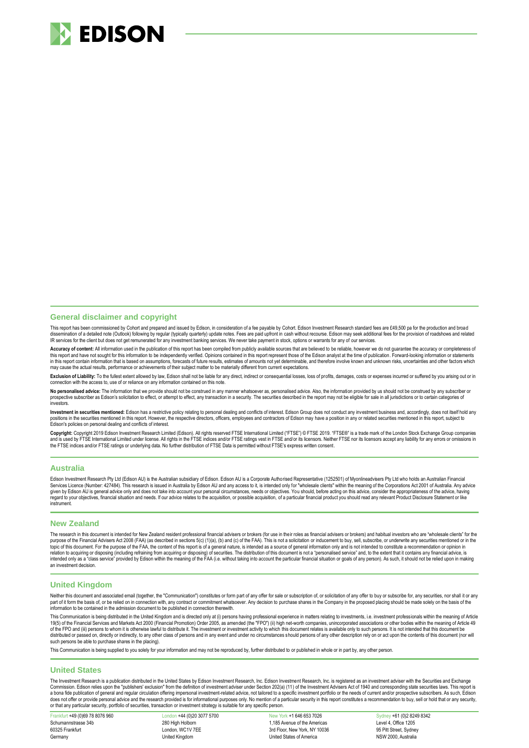## General disclaimer and copyright

This report has been commissioned by Cohort and prepared and issued by Edison, in consideration of a fee payable by Cohort. Edison Investment Research standard fees are £49,500 pa for the production and broad dissemination of a detailed note (Outlook) following by regular (typically quarterly) update notes. Fees are paid upfront in cash without recourse. Edison may seek additional fees for the provision of roadshows and related IR services for the client but does not get remunerated for any investment banking services. We never take payment in stock, options or warrants for any of our services.

**Accuracy of content:** All information used in the publication of this report has been compiled from publicly available sources that are believed to be reliable, however we do not guarantee the accuracy or completeness of this report and have not sought for this information to be independently verified. Opinions contained in this report represent those of the Edison analyst at the time of publication. Forward-looking information or statements in this report contain information that is based on assumptions, forecasts of future results, estimates of amounts not yet determinable, and therefore involve known and unknown risks, uncertainties and other factors which may cause the actual results, performance or achievements of their subject matter to be materially different from current expectations.

**Exclusion of Liability:** To the fullest extent allowed by law, Edison shall not be liable for any direct, indirect or consequential losses, loss of profits, damages, costs or expenses incurred or suffered by you arising out or in connection with the access to, use of or reliance on any information contained on this note.

**No personalised advice:** The information that we provide should not be construed in any manner whatsoever as, personalised advice. Also, the information provided by us should not be construed by any subscriber or prospective subscriber as Edison's solicitation to effect, or attempt to effect, any transaction in a security. The securities described in the report may not be eligible for sale in all jurisdictions or to certain categories of investors.

**Investment in securities mentioned:** Edison has a restrictive policy relating to personal dealing and conflicts of interest. Edison Group does not conduct any investment business and, accordingly, does not itself hold any positions in the securities mentioned in this report. However, the respective directors, officers, employees and contractors of Edison may have a position in any or related securities mentioned in this report, subject to Edison's policies on personal dealing and conflicts of interest.

**Copyright:** Copyright 2019 Edison Investment Research Limited (Edison). All rights reserved FTSE International Limited ("FTSE") © FTSE 2019. "FTSE®" is a trade mark of the London Stock Exchange Group companies and is used by FTSE International Limited under license. All rights in the FTSE indices and/or FTSE ratings vest in FTSE and/or its licensors. Neither FTSE nor its licensors accept any liability for any errors or omissions in the FTSE indices and/or FTSE ratings or underlying data. No further distribution of FTSE Data is permitted without FTSE's express written consent.

## Australia

Edison Investment Research Pty Ltd (Edison AU) is the Australian subsidiary of Edison. Edison AU is a Corporate Authorised Representative (1252501) of Myonlineadvisers Pty Ltd who holds an Australian Financial Services Licence (Number: 427484). This research is issued in Australia by Edison AU and any access to it, is intended only for "wholesale clients" within the meaning of the Corporations Act 2001 of Australia. Any advice given by Edison AU is general advice only and does not take into account your personal circumstances, needs or objectives. You should, before acting on this advice, consider the appropriateness of the advice, having regard to your objectives, financial situation and needs. If our advice relates to the acquisition, or possible acquisition, of a particular financial product you should read any relevant Product Disclosure Statement or like instrument.

## New Zealand

The research in this document is intended for New Zealand resident professional financial advisers or brokers (for use in their roles as financial advisers or brokers) and habitual investors who are "wholesale clients" for the purpose of the Financial Advisers Act 2008 (FAA) (as described in sections 5(c) (1)(a), (b) and (c) of the FAA). This is not a solicitation or inducement to buy, sell, subscribe, or underwrite any securities mentioned or in the topic of this document. For the purpose of the FAA, the content of this report is of a general nature, is intended as a source of general information only and is not intended to constitute a recommendation or opinion in relation to acquiring or disposing (including refraining from acquiring or disposing) of securities. The distribution of this document is not a "personalised service" and, to the extent that it contains any financial advice, is intended only as a "class service" provided by Edison within the meaning of the FAA (i.e. without taking into account the particular financial situation or goals of any person). As such, it should not be relied upon in making an investment decision.

## United Kingdom

Neither this document and associated email (together, the "Communication") constitutes or form part of any offer for sale or subscription of, or solicitation of any offer to buy or subscribe for, any securities, nor shall it or any part of it form the basis of, or be relied on in connection with, any contract or commitment whatsoever. Any decision to purchase shares in the Company in the proposed placing should be made solely on the basis of the information to be contained in the admission document to be published in connection therewith.

This Communication is being distributed in the United Kingdom and is directed only at (i) persons having professional experience in matters relating to investments, i.e. investment professionals within the meaning of Article 19(5) of the Financial Services and Markets Act 2000 (Financial Promotion) Order 2005, as amended (the "FPO") (ii) high net-worth companies, unincorporated associations or other bodies within the meaning of Article 49 of the FPO and (iii) persons to whom it is otherwise lawful to distribute it. The investment or investment activity to which this document relates is available only to such persons. It is not intended that this document be distributed or passed on, directly or indirectly, to any other class of persons and in any event and under no circumstances should persons of any other description rely on or act upon the contents of this document (nor will such persons be able to purchase shares in the placing).

This Communication is being supplied to you solely for your information and may not be reproduced by, further distributed to or published in whole or in part by, any other person.

## United States

The Investment Research is a publication distributed in the United States by Edison Investment Research, Inc. Edison Investment Research, Inc. is registered as an investment adviser with the Securities and Exchange Commission. Edison relies upon the "publishers' exclusion" from the definition of investment adviser under Section 202(a) (11) of the Investment Advisers Act of 1940 and corresponding state securities laws. This report is a bona fide publication of general and regular circulation offering impersonal investment-related advice, not tailored to a specific investment portfolio or the needs of current and/or prospective subscribers. As such, Edison does not offer or provide personal advice and the research provided is for informational purposes only. No mention of a particular security in this report constitutes a recommendation to buy, sell or hold that or any security, or that any particular security, portfolio of securities, transaction or investment strategy is suitable for any specific person.

Frankfurt +49 (0)69 78 8076 960
Schumannstrasse 34b
60325 Frankfurt
Germany

London +44 (0)20 3077 5700
280 High Holborn
London, WC1V 7EE
United Kingdom

New York +1 646 653 7026
1,185 Avenue of the Americas
3rd Floor, New York, NY 10036
United States of America

Sydney +61 (0)2 8249 8342
Level 4, Office 1205
95 Pitt Street, Sydney
NSW 2000, Australia